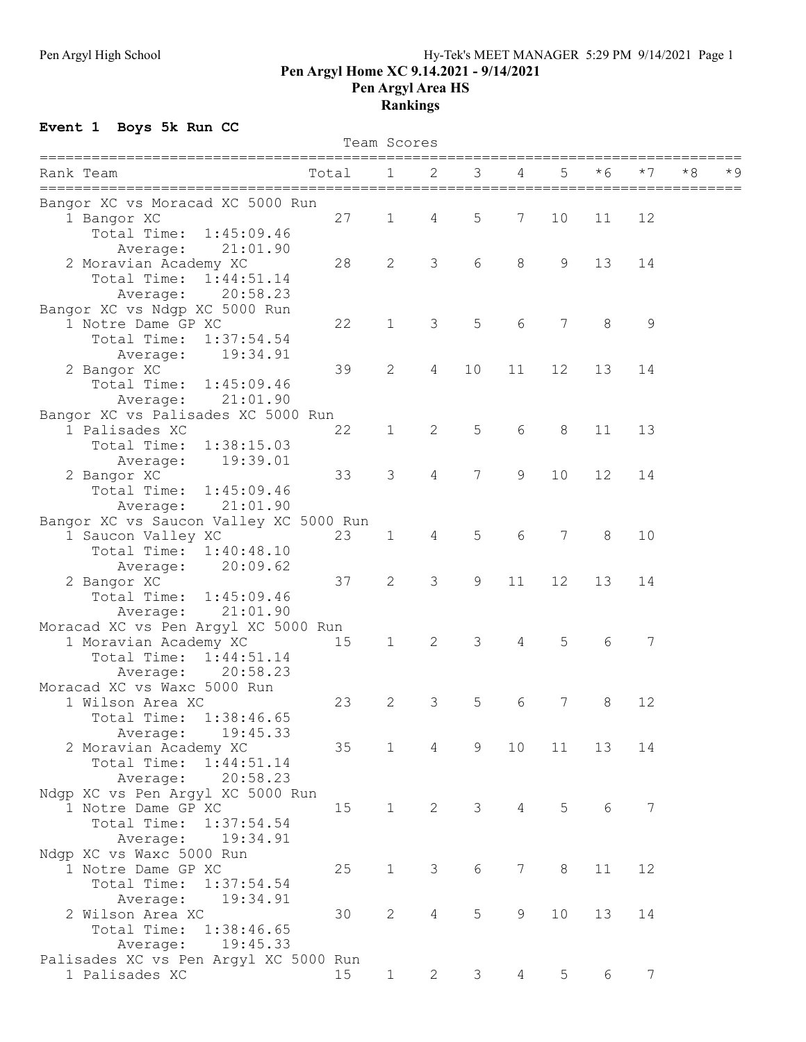Pen Argyl High School

Hy-Tek's MEET MANAGER 5:29 PM 9/14/2021

# Pen Argyl Home XC 9.14.2021 - 9/14/2021

## Pen Argyl Area HS

## Rankings

### Event 1 Boys 5k Run CC

Team Scores

| Rank Team | Total | 1 | 2 | 3 | 4 | 5 | *6 | *7 | *8 | *9 |
|---|---|---|---|---|---|---|---|---|---|---|
| **Bangor XC vs Moracad XC 5000 Run** | | | | | | | | | | |
| 1 Bangor XC | 27 | 1 | 4 | 5 | 7 | 10 | 11 | 12 | | |
| Total Time: 1:45:09.46 | | | | | | | | | | |
| Average: 21:01.90 | | | | | | | | | | |
| 2 Moravian Academy XC | 28 | 2 | 3 | 6 | 8 | 9 | 13 | 14 | | |
| Total Time: 1:44:51.14 | | | | | | | | | | |
| Average: 20:58.23 | | | | | | | | | | |
| **Bangor XC vs Ndgp XC 5000 Run** | | | | | | | | | | |
| 1 Notre Dame GP XC | 22 | 1 | 3 | 5 | 6 | 7 | 8 | 9 | | |
| Total Time: 1:37:54.54 | | | | | | | | | | |
| Average: 19:34.91 | | | | | | | | | | |
| 2 Bangor XC | 39 | 2 | 4 | 10 | 11 | 12 | 13 | 14 | | |
| Total Time: 1:45:09.46 | | | | | | | | | | |
| Average: 21:01.90 | | | | | | | | | | |
| **Bangor XC vs Palisades XC 5000 Run** | | | | | | | | | | |
| 1 Palisades XC | 22 | 1 | 2 | 5 | 6 | 8 | 11 | 13 | | |
| Total Time: 1:38:15.03 | | | | | | | | | | |
| Average: 19:39.01 | | | | | | | | | | |
| 2 Bangor XC | 33 | 3 | 4 | 7 | 9 | 10 | 12 | 14 | | |
| Total Time: 1:45:09.46 | | | | | | | | | | |
| Average: 21:01.90 | | | | | | | | | | |
| **Bangor XC vs Saucon Valley XC 5000 Run** | | | | | | | | | | |
| 1 Saucon Valley XC | 23 | 1 | 4 | 5 | 6 | 7 | 8 | 10 | | |
| Total Time: 1:40:48.10 | | | | | | | | | | |
| Average: 20:09.62 | | | | | | | | | | |
| 2 Bangor XC | 37 | 2 | 3 | 9 | 11 | 12 | 13 | 14 | | |
| Total Time: 1:45:09.46 | | | | | | | | | | |
| Average: 21:01.90 | | | | | | | | | | |
| **Moracad XC vs Pen Argyl XC 5000 Run** | | | | | | | | | | |
| 1 Moravian Academy XC | 15 | 1 | 2 | 3 | 4 | 5 | 6 | 7 | | |
| Total Time: 1:44:51.14 | | | | | | | | | | |
| Average: 20:58.23 | | | | | | | | | | |
| **Moracad XC vs Waxc 5000 Run** | | | | | | | | | | |
| 1 Wilson Area XC | 23 | 2 | 3 | 5 | 6 | 7 | 8 | 12 | | |
| Total Time: 1:38:46.65 | | | | | | | | | | |
| Average: 19:45.33 | | | | | | | | | | |
| 2 Moravian Academy XC | 35 | 1 | 4 | 9 | 10 | 11 | 13 | 14 | | |
| Total Time: 1:44:51.14 | | | | | | | | | | |
| Average: 20:58.23 | | | | | | | | | | |
| **Ndgp XC vs Pen Argyl XC 5000 Run** | | | | | | | | | | |
| 1 Notre Dame GP XC | 15 | 1 | 2 | 3 | 4 | 5 | 6 | 7 | | |
| Total Time: 1:37:54.54 | | | | | | | | | | |
| Average: 19:34.91 | | | | | | | | | | |
| **Ndgp XC vs Waxc 5000 Run** | | | | | | | | | | |
| 1 Notre Dame GP XC | 25 | 1 | 3 | 6 | 7 | 8 | 11 | 12 | | |
| Total Time: 1:37:54.54 | | | | | | | | | | |
| Average: 19:34.91 | | | | | | | | | | |
| 2 Wilson Area XC | 30 | 2 | 4 | 5 | 9 | 10 | 13 | 14 | | |
| Total Time: 1:38:46.65 | | | | | | | | | | |
| Average: 19:45.33 | | | | | | | | | | |
| **Palisades XC vs Pen Argyl XC 5000 Run** | | | | | | | | | | |
| 1 Palisades XC | 15 | 1 | 2 | 3 | 4 | 5 | 6 | 7 | | |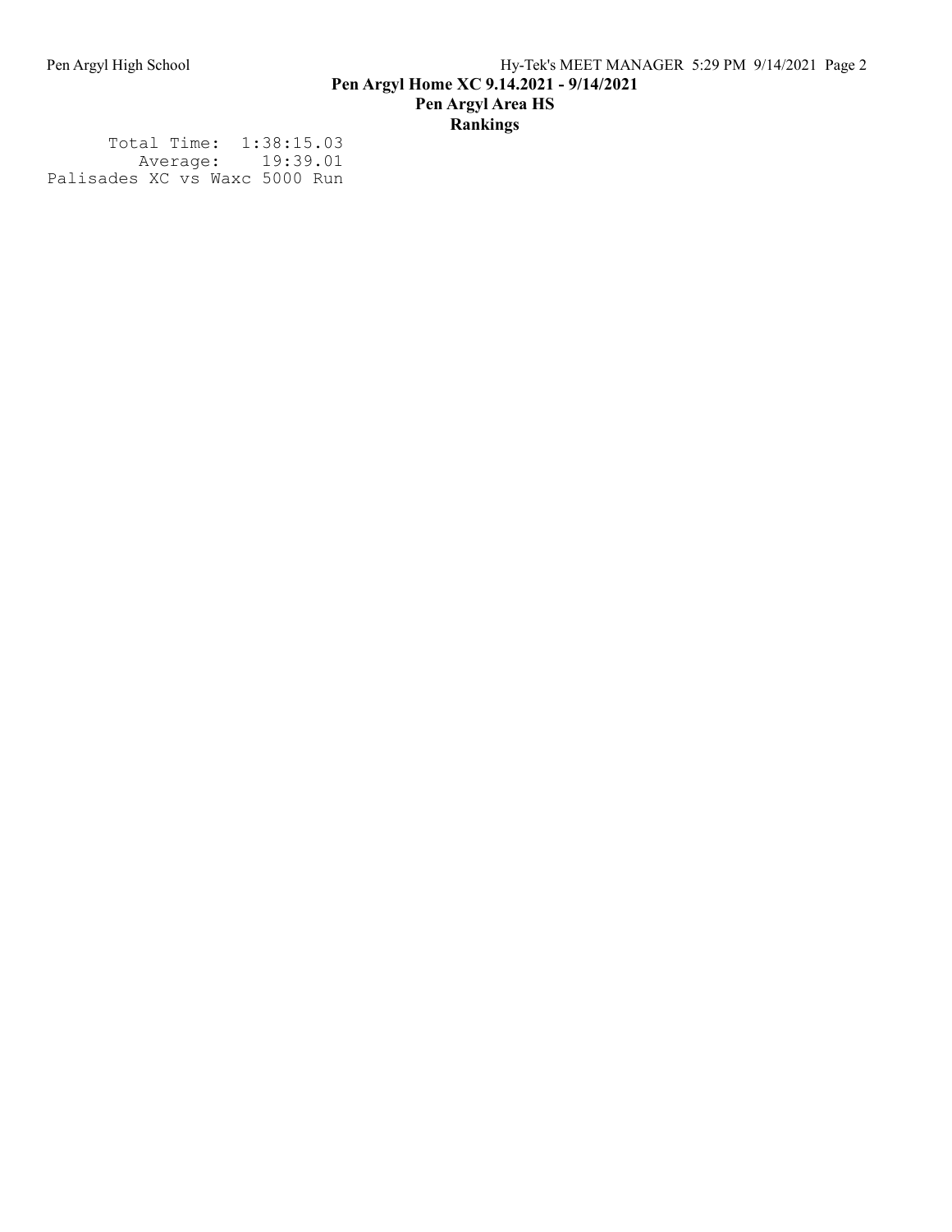# Pen Argyl Home XC 9.14.2021 - 9/14/2021

## Pen Argyl Area HS

## Rankings

```
      Total Time:  1:38:15.03
         Average:    19:39.01
Palisades XC vs Waxc 5000 Run
```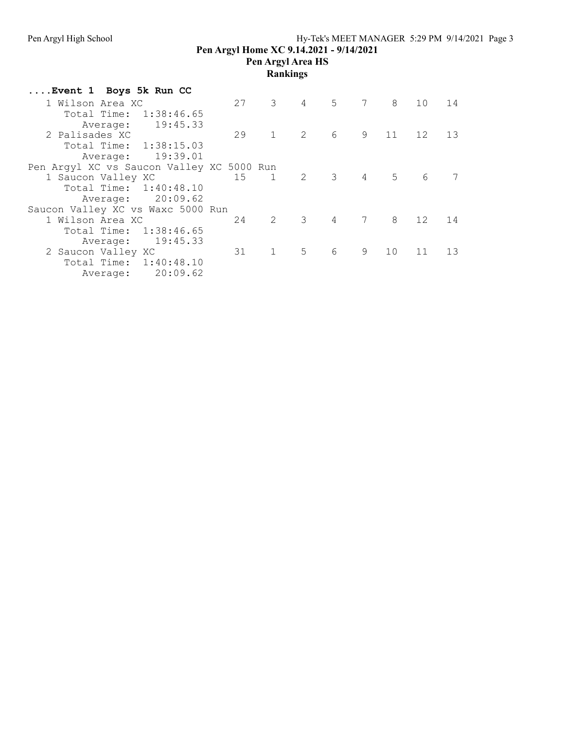## Pen Argyl Home XC 9.14.2021 - 9/14/2021

### Pen Argyl Area HS

### Rankings

**....Event 1 Boys 5k Run CC**

```
   1 Wilson Area XC              27    3    4    5    7    8   10   14
      Total Time:  1:38:46.65
         Average:    19:45.33
   2 Palisades XC                29    1    2    6    9   11   12   13
      Total Time:  1:38:15.03
         Average:    19:39.01
Pen Argyl XC vs Saucon Valley XC 5000 Run
   1 Saucon Valley XC            15    1    2    3    4    5    6    7
      Total Time:  1:40:48.10
         Average:    20:09.62
Saucon Valley XC vs Waxc 5000 Run
   1 Wilson Area XC              24    2    3    4    7    8   12   14
      Total Time:  1:38:46.65
         Average:    19:45.33
   2 Saucon Valley XC            31    1    5    6    9   10   11   13
      Total Time:  1:40:48.10
         Average:    20:09.62
```